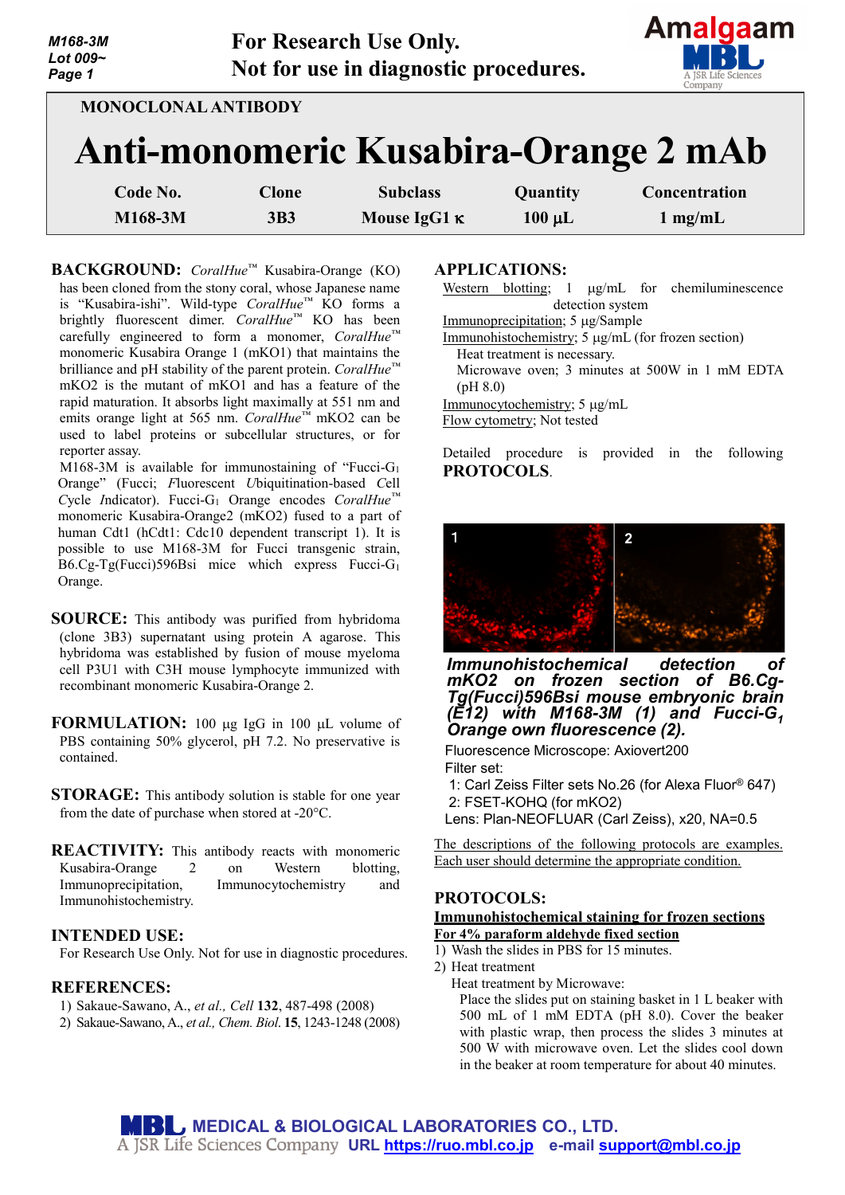**For Research Use Only.**
**Not for use in diagnostic procedures.**

MONOCLONAL ANTIBODY

# Anti-monomeric Kusabira-Orange 2 mAb

| Code No. | Clone | Subclass | Quantity | Concentration |
|---|---|---|---|---|
| M168-3M | 3B3 | Mouse IgG1 κ | 100 μL | 1 mg/mL |

**BACKGROUND:** *CoralHue*™ Kusabira-Orange (KO) has been cloned from the stony coral, whose Japanese name is "Kusabira-ishi". Wild-type *CoralHue*™ KO forms a brightly fluorescent dimer. *CoralHue*™ KO has been carefully engineered to form a monomer, *CoralHue*™ monomeric Kusabira Orange 1 (mKO1) that maintains the brilliance and pH stability of the parent protein. *CoralHue*™ mKO2 is the mutant of mKO1 and has a feature of the rapid maturation. It absorbs light maximally at 551 nm and emits orange light at 565 nm. *CoralHue*™ mKO2 can be used to label proteins or subcellular structures, or for reporter assay.

M168-3M is available for immunostaining of "Fucci-$G_1$ Orange" (Fucci; *F*luorescent *U*biquitination-based *C*ell *C*ycle *I*ndicator). Fucci-$G_1$ Orange encodes *CoralHue*™ monomeric Kusabira-Orange2 (mKO2) fused to a part of human Cdt1 (hCdt1: Cdc10 dependent transcript 1). It is possible to use M168-3M for Fucci transgenic strain, B6.Cg-Tg(Fucci)596Bsi mice which express Fucci-$G_1$ Orange.

**SOURCE:** This antibody was purified from hybridoma (clone 3B3) supernatant using protein A agarose. This hybridoma was established by fusion of mouse myeloma cell P3U1 with C3H mouse lymphocyte immunized with recombinant monomeric Kusabira-Orange 2.

**FORMULATION:** 100 µg IgG in 100 µL volume of PBS containing 50% glycerol, pH 7.2. No preservative is contained.

**STORAGE:** This antibody solution is stable for one year from the date of purchase when stored at -20°C.

**REACTIVITY:** This antibody reacts with monomeric Kusabira-Orange 2 on Western blotting, Immunoprecipitation, Immunocytochemistry and Immunohistochemistry.

**INTENDED USE:**
For Research Use Only. Not for use in diagnostic procedures.

**REFERENCES:**
1) Sakaue-Sawano, A., *et al., Cell* **132**, 487-498 (2008)
2) Sakaue-Sawano, A., *et al., Chem. Biol.* **15**, 1243-1248 (2008)

**APPLICATIONS:**

Western blotting; 1 µg/mL for chemiluminescence detection system
Immunoprecipitation; 5 µg/Sample
Immunohistochemistry; 5 µg/mL (for frozen section)
  Heat treatment is necessary.
  Microwave oven; 3 minutes at 500W in 1 mM EDTA (pH 8.0)
Immunocytochemistry; 5 µg/mL
Flow cytometry; Not tested

Detailed procedure is provided in the following **PROTOCOLS**.

***Immunohistochemical detection of mKO2 on frozen section of B6.Cg-Tg(Fucci)596Bsi mouse embryonic brain (E12) with M168-3M (1) and Fucci-$G_1$ Orange own fluorescence (2).***

Fluorescence Microscope: Axiovert200
Filter set:
1: Carl Zeiss Filter sets No.26 (for Alexa Fluor® 647)
2: FSET-KOHQ (for mKO2)
Lens: Plan-NEOFLUAR (Carl Zeiss), x20, NA=0.5

The descriptions of the following protocols are examples. Each user should determine the appropriate condition.

**PROTOCOLS:**

**Immunohistochemical staining for frozen sections**

**For 4% paraform aldehyde fixed section**

1) Wash the slides in PBS for 15 minutes.
2) Heat treatment
   Heat treatment by Microwave:
   Place the slides put on staining basket in 1 L beaker with 500 mL of 1 mM EDTA (pH 8.0). Cover the beaker with plastic wrap, then process the slides 3 minutes at 500 W with microwave oven. Let the slides cool down in the beaker at room temperature for about 40 minutes.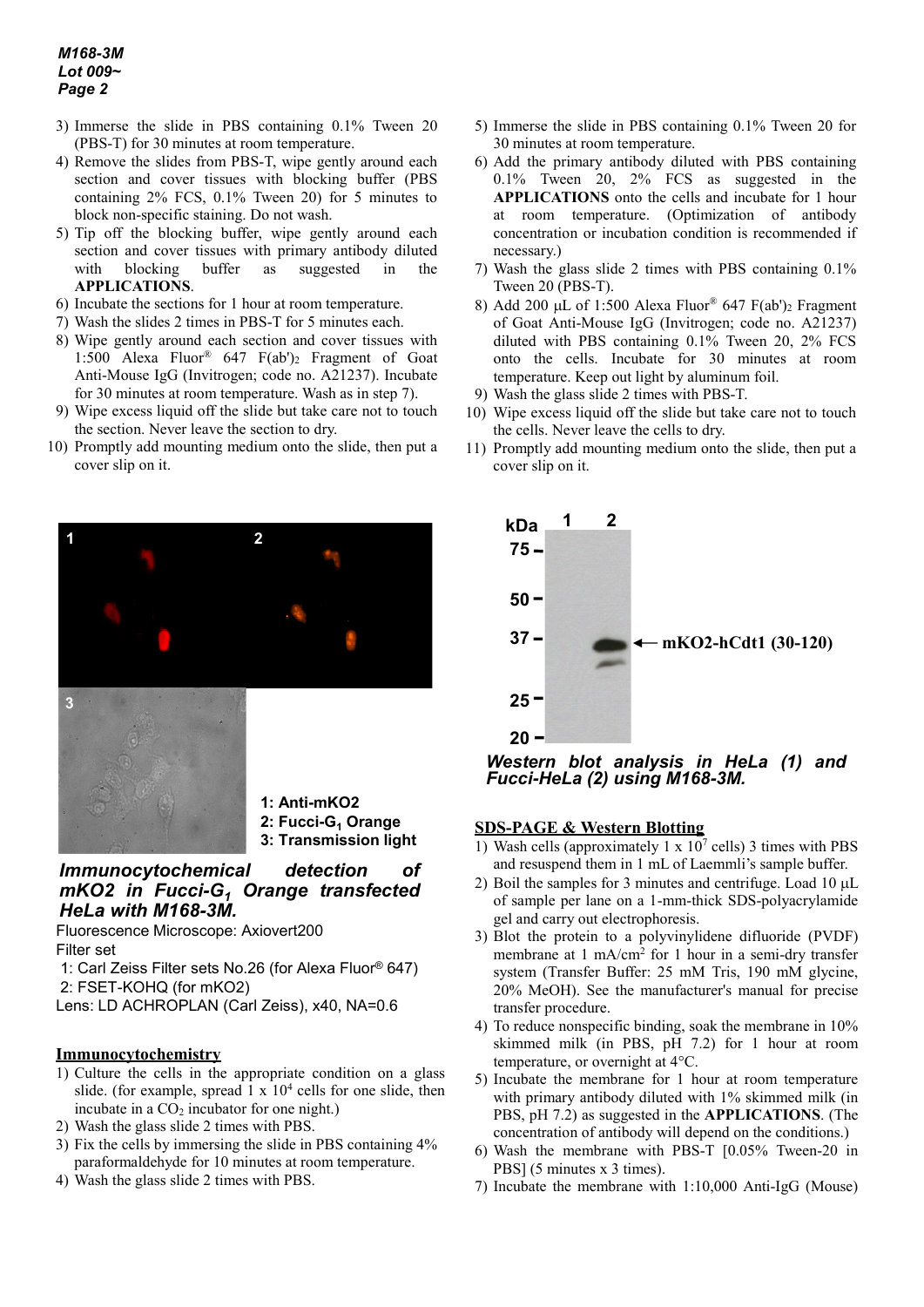3) Immerse the slide in PBS containing 0.1% Tween 20 (PBS-T) for 30 minutes at room temperature.
4) Remove the slides from PBS-T, wipe gently around each section and cover tissues with blocking buffer (PBS containing 2% FCS, 0.1% Tween 20) for 5 minutes to block non-specific staining. Do not wash.
5) Tip off the blocking buffer, wipe gently around each section and cover tissues with primary antibody diluted with blocking buffer as suggested in the **APPLICATIONS**.
6) Incubate the sections for 1 hour at room temperature.
7) Wash the slides 2 times in PBS-T for 5 minutes each.
8) Wipe gently around each section and cover tissues with 1:500 Alexa Fluor® 647 F(ab')$_2$ Fragment of Goat Anti-Mouse IgG (Invitrogen; code no. A21237). Incubate for 30 minutes at room temperature. Wash as in step 7).
9) Wipe excess liquid off the slide but take care not to touch the section. Never leave the section to dry.
10) Promptly add mounting medium onto the slide, then put a cover slip on it.

1: Anti-mKO2
2: Fucci-$G_1$ Orange
3: Transmission light

***Immunocytochemical detection of mKO2 in Fucci-$G_1$ Orange transfected HeLa with M168-3M.***

Fluorescence Microscope: Axiovert200
Filter set
1: Carl Zeiss Filter sets No.26 (for Alexa Fluor® 647)
2: FSET-KOHQ (for mKO2)
Lens: LD ACHROPLAN (Carl Zeiss), x40, NA=0.6

## Immunocytochemistry

1) Culture the cells in the appropriate condition on a glass slide. (for example, spread 1 x $10^4$ cells for one slide, then incubate in a $CO_2$ incubator for one night.)
2) Wash the glass slide 2 times with PBS.
3) Fix the cells by immersing the slide in PBS containing 4% paraformaldehyde for 10 minutes at room temperature.
4) Wash the glass slide 2 times with PBS.
5) Immerse the slide in PBS containing 0.1% Tween 20 for 30 minutes at room temperature.
6) Add the primary antibody diluted with PBS containing 0.1% Tween 20, 2% FCS as suggested in the **APPLICATIONS** onto the cells and incubate for 1 hour at room temperature. (Optimization of antibody concentration or incubation condition is recommended if necessary.)
7) Wash the glass slide 2 times with PBS containing 0.1% Tween 20 (PBS-T).
8) Add 200 µL of 1:500 Alexa Fluor® 647 F(ab')$_2$ Fragment of Goat Anti-Mouse IgG (Invitrogen; code no. A21237) diluted with PBS containing 0.1% Tween 20, 2% FCS onto the cells. Incubate for 30 minutes at room temperature. Keep out light by aluminum foil.
9) Wash the glass slide 2 times with PBS-T.
10) Wipe excess liquid off the slide but take care not to touch the cells. Never leave the cells to dry.
11) Promptly add mounting medium onto the slide, then put a cover slip on it.

kDa 1 2
75 –
50 –
37 – ← mKO2-hCdt1 (30-120)
25 –
20 –

***Western blot analysis in HeLa (1) and Fucci-HeLa (2) using M168-3M.***

## SDS-PAGE & Western Blotting

1) Wash cells (approximately 1 x $10^7$ cells) 3 times with PBS and resuspend them in 1 mL of Laemmli's sample buffer.
2) Boil the samples for 3 minutes and centrifuge. Load 10 µL of sample per lane on a 1-mm-thick SDS-polyacrylamide gel and carry out electrophoresis.
3) Blot the protein to a polyvinylidene difluoride (PVDF) membrane at 1 mA/cm$^2$ for 1 hour in a semi-dry transfer system (Transfer Buffer: 25 mM Tris, 190 mM glycine, 20% MeOH). See the manufacturer's manual for precise transfer procedure.
4) To reduce nonspecific binding, soak the membrane in 10% skimmed milk (in PBS, pH 7.2) for 1 hour at room temperature, or overnight at 4°C.
5) Incubate the membrane for 1 hour at room temperature with primary antibody diluted with 1% skimmed milk (in PBS, pH 7.2) as suggested in the **APPLICATIONS**. (The concentration of antibody will depend on the conditions.)
6) Wash the membrane with PBS-T [0.05% Tween-20 in PBS] (5 minutes x 3 times).
7) Incubate the membrane with 1:10,000 Anti-IgG (Mouse)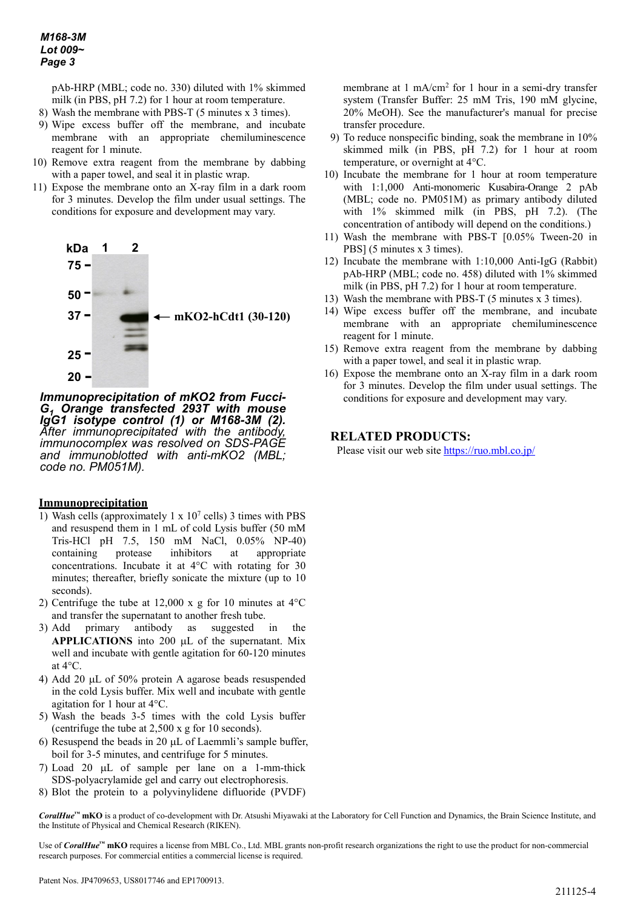pAb-HRP (MBL; code no. 330) diluted with 1% skimmed milk (in PBS, pH 7.2) for 1 hour at room temperature.

8) Wash the membrane with PBS-T (5 minutes x 3 times).
9) Wipe excess buffer off the membrane, and incubate membrane with an appropriate chemiluminescence reagent for 1 minute.
10) Remove extra reagent from the membrane by dabbing with a paper towel, and seal it in plastic wrap.
11) Expose the membrane onto an X-ray film in a dark room for 3 minutes. Develop the film under usual settings. The conditions for exposure and development may vary.

kDa 1 2
75
50
37
25
20
mKO2-hCdt1 (30-120)

***Immunoprecipitation of mKO2 from Fucci-$G_1$ Orange transfected 293T with mouse IgG1 isotype control (1) or M168-3M (2).*** *After immunoprecipitated with the antibody, immunocomplex was resolved on SDS-PAGE and immunoblotted with anti-mKO2 (MBL; code no. PM051M).*

## Immunoprecipitation

1) Wash cells (approximately 1 x $10^7$ cells) 3 times with PBS and resuspend them in 1 mL of cold Lysis buffer (50 mM Tris-HCl pH 7.5, 150 mM NaCl, 0.05% NP-40) containing protease inhibitors at appropriate concentrations. Incubate it at 4°C with rotating for 30 minutes; thereafter, briefly sonicate the mixture (up to 10 seconds).
2) Centrifuge the tube at 12,000 x g for 10 minutes at 4°C and transfer the supernatant to another fresh tube.
3) Add primary antibody as suggested in the **APPLICATIONS** into 200 μL of the supernatant. Mix well and incubate with gentle agitation for 60-120 minutes at 4°C.
4) Add 20 μL of 50% protein A agarose beads resuspended in the cold Lysis buffer. Mix well and incubate with gentle agitation for 1 hour at 4°C.
5) Wash the beads 3-5 times with the cold Lysis buffer (centrifuge the tube at 2,500 x g for 10 seconds).
6) Resuspend the beads in 20 μL of Laemmli's sample buffer, boil for 3-5 minutes, and centrifuge for 5 minutes.
7) Load 20 μL of sample per lane on a 1-mm-thick SDS-polyacrylamide gel and carry out electrophoresis.
8) Blot the protein to a polyvinylidene difluoride (PVDF) membrane at 1 mA/$cm^2$ for 1 hour in a semi-dry transfer system (Transfer Buffer: 25 mM Tris, 190 mM glycine, 20% MeOH). See the manufacturer's manual for precise transfer procedure.
9) To reduce nonspecific binding, soak the membrane in 10% skimmed milk (in PBS, pH 7.2) for 1 hour at room temperature, or overnight at 4°C.
10) Incubate the membrane for 1 hour at room temperature with 1:1,000 Anti-monomeric Kusabira-Orange 2 pAb (MBL; code no. PM051M) as primary antibody diluted with 1% skimmed milk (in PBS, pH 7.2). (The concentration of antibody will depend on the conditions.)
11) Wash the membrane with PBS-T [0.05% Tween-20 in PBS] (5 minutes x 3 times).
12) Incubate the membrane with 1:10,000 Anti-IgG (Rabbit) pAb-HRP (MBL; code no. 458) diluted with 1% skimmed milk (in PBS, pH 7.2) for 1 hour at room temperature.
13) Wash the membrane with PBS-T (5 minutes x 3 times).
14) Wipe excess buffer off the membrane, and incubate membrane with an appropriate chemiluminescence reagent for 1 minute.
15) Remove extra reagent from the membrane by dabbing with a paper towel, and seal it in plastic wrap.
16) Expose the membrane onto an X-ray film in a dark room for 3 minutes. Develop the film under usual settings. The conditions for exposure and development may vary.

## RELATED PRODUCTS:

Please visit our web site https://ruo.mbl.co.jp/

***CoralHue*™ mKO** is a product of co-development with Dr. Atsushi Miyawaki at the Laboratory for Cell Function and Dynamics, the Brain Science Institute, and the Institute of Physical and Chemical Research (RIKEN).

Use of ***CoralHue*™ mKO** requires a license from MBL Co., Ltd. MBL grants non-profit research organizations the right to use the product for non-commercial research purposes. For commercial entities a commercial license is required.

Patent Nos. JP4709653, US8017746 and EP1700913.

211125-4